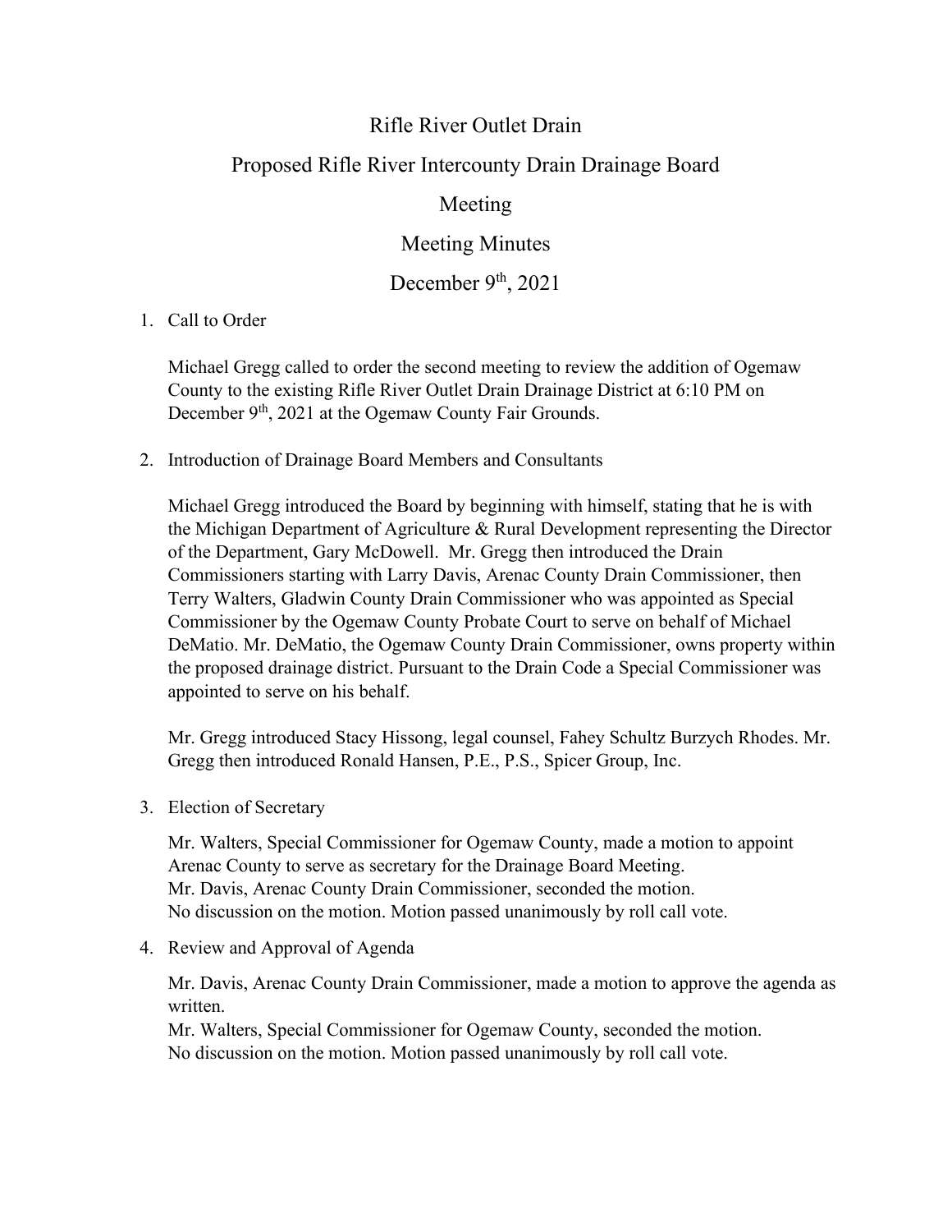# Rifle River Outlet Drain

## Proposed Rifle River Intercounty Drain Drainage Board

## Meeting

## Meeting Minutes

## December 9th, 2021

1. Call to Order

   Michael Gregg called to order the second meeting to review the addition of Ogemaw County to the existing Rifle River Outlet Drain Drainage District at 6:10 PM on December 9th, 2021 at the Ogemaw County Fair Grounds.

2. Introduction of Drainage Board Members and Consultants

   Michael Gregg introduced the Board by beginning with himself, stating that he is with the Michigan Department of Agriculture & Rural Development representing the Director of the Department, Gary McDowell. Mr. Gregg then introduced the Drain Commissioners starting with Larry Davis, Arenac County Drain Commissioner, then Terry Walters, Gladwin County Drain Commissioner who was appointed as Special Commissioner by the Ogemaw County Probate Court to serve on behalf of Michael DeMatio. Mr. DeMatio, the Ogemaw County Drain Commissioner, owns property within the proposed drainage district. Pursuant to the Drain Code a Special Commissioner was appointed to serve on his behalf.

   Mr. Gregg introduced Stacy Hissong, legal counsel, Fahey Schultz Burzych Rhodes. Mr. Gregg then introduced Ronald Hansen, P.E., P.S., Spicer Group, Inc.

3. Election of Secretary

   Mr. Walters, Special Commissioner for Ogemaw County, made a motion to appoint Arenac County to serve as secretary for the Drainage Board Meeting.
   Mr. Davis, Arenac County Drain Commissioner, seconded the motion.
   No discussion on the motion. Motion passed unanimously by roll call vote.

4. Review and Approval of Agenda

   Mr. Davis, Arenac County Drain Commissioner, made a motion to approve the agenda as written.
   Mr. Walters, Special Commissioner for Ogemaw County, seconded the motion.
   No discussion on the motion. Motion passed unanimously by roll call vote.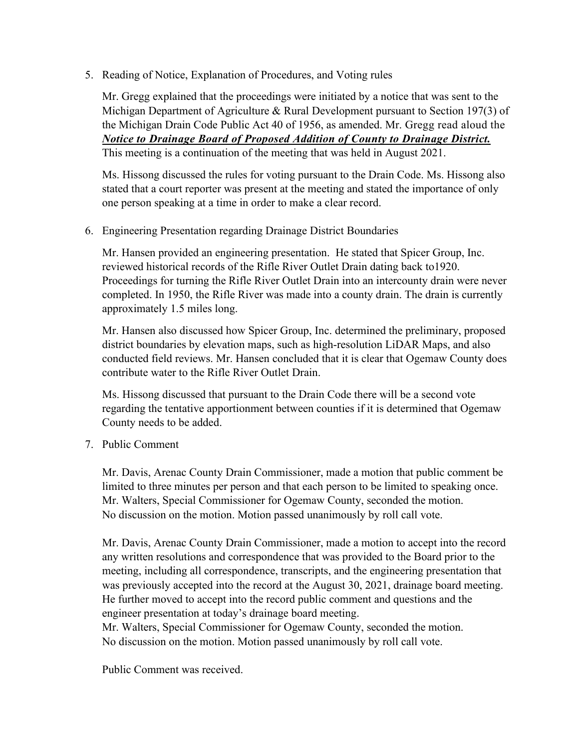5. Reading of Notice, Explanation of Procedures, and Voting rules

   Mr. Gregg explained that the proceedings were initiated by a notice that was sent to the Michigan Department of Agriculture & Rural Development pursuant to Section 197(3) of the Michigan Drain Code Public Act 40 of 1956, as amended. Mr. Gregg read aloud the ***Notice to Drainage Board of Proposed Addition of County to Drainage District.*** This meeting is a continuation of the meeting that was held in August 2021.

   Ms. Hissong discussed the rules for voting pursuant to the Drain Code. Ms. Hissong also stated that a court reporter was present at the meeting and stated the importance of only one person speaking at a time in order to make a clear record.

6. Engineering Presentation regarding Drainage District Boundaries

   Mr. Hansen provided an engineering presentation. He stated that Spicer Group, Inc. reviewed historical records of the Rifle River Outlet Drain dating back to1920. Proceedings for turning the Rifle River Outlet Drain into an intercounty drain were never completed. In 1950, the Rifle River was made into a county drain. The drain is currently approximately 1.5 miles long.

   Mr. Hansen also discussed how Spicer Group, Inc. determined the preliminary, proposed district boundaries by elevation maps, such as high-resolution LiDAR Maps, and also conducted field reviews. Mr. Hansen concluded that it is clear that Ogemaw County does contribute water to the Rifle River Outlet Drain.

   Ms. Hissong discussed that pursuant to the Drain Code there will be a second vote regarding the tentative apportionment between counties if it is determined that Ogemaw County needs to be added.

7. Public Comment

   Mr. Davis, Arenac County Drain Commissioner, made a motion that public comment be limited to three minutes per person and that each person to be limited to speaking once. Mr. Walters, Special Commissioner for Ogemaw County, seconded the motion. No discussion on the motion. Motion passed unanimously by roll call vote.

   Mr. Davis, Arenac County Drain Commissioner, made a motion to accept into the record any written resolutions and correspondence that was provided to the Board prior to the meeting, including all correspondence, transcripts, and the engineering presentation that was previously accepted into the record at the August 30, 2021, drainage board meeting. He further moved to accept into the record public comment and questions and the engineer presentation at today's drainage board meeting.
   Mr. Walters, Special Commissioner for Ogemaw County, seconded the motion.
   No discussion on the motion. Motion passed unanimously by roll call vote.

   Public Comment was received.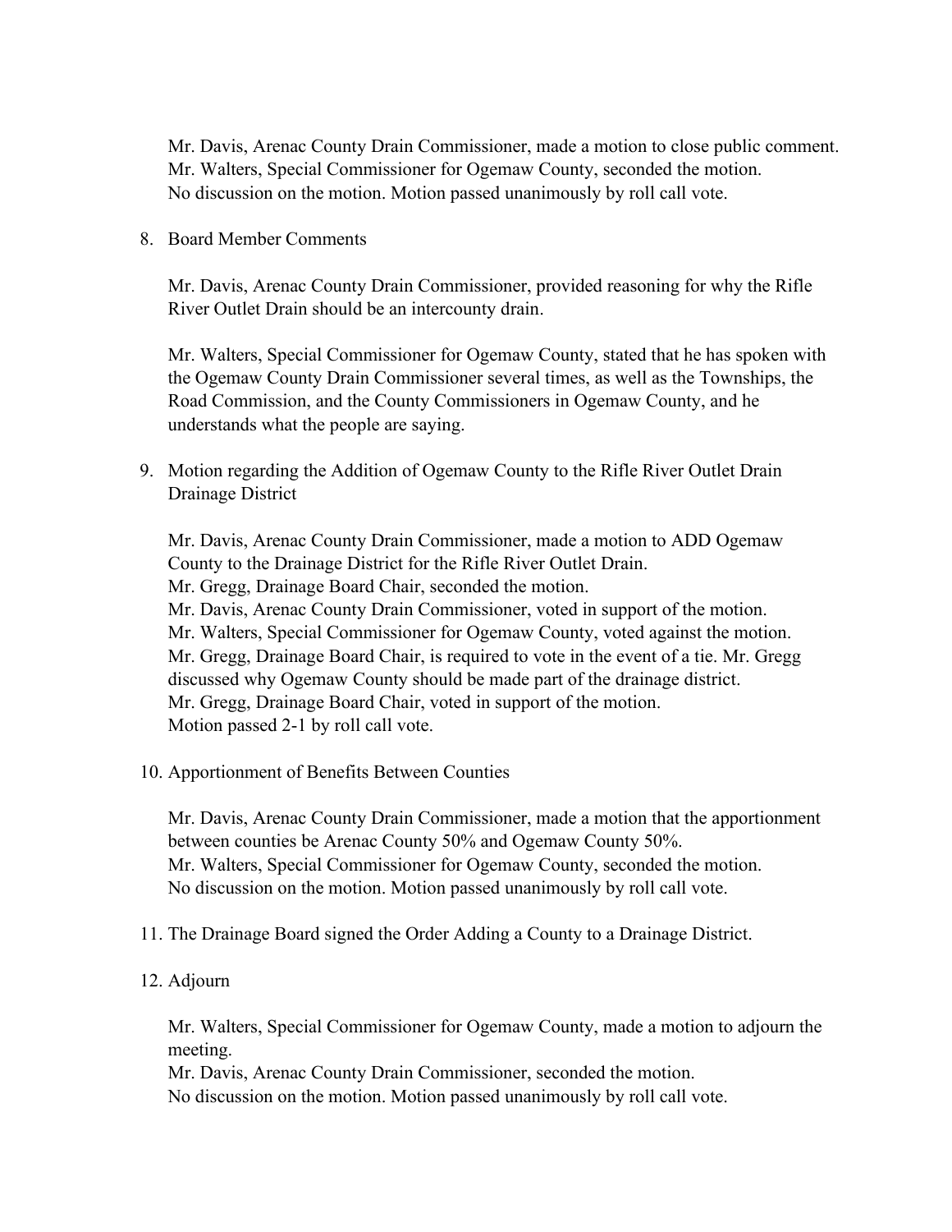Mr. Davis, Arenac County Drain Commissioner, made a motion to close public comment.
Mr. Walters, Special Commissioner for Ogemaw County, seconded the motion.
No discussion on the motion. Motion passed unanimously by roll call vote.

8. Board Member Comments

   Mr. Davis, Arenac County Drain Commissioner, provided reasoning for why the Rifle River Outlet Drain should be an intercounty drain.

   Mr. Walters, Special Commissioner for Ogemaw County, stated that he has spoken with the Ogemaw County Drain Commissioner several times, as well as the Townships, the Road Commission, and the County Commissioners in Ogemaw County, and he understands what the people are saying.

9. Motion regarding the Addition of Ogemaw County to the Rifle River Outlet Drain Drainage District

   Mr. Davis, Arenac County Drain Commissioner, made a motion to ADD Ogemaw County to the Drainage District for the Rifle River Outlet Drain.
   Mr. Gregg, Drainage Board Chair, seconded the motion.
   Mr. Davis, Arenac County Drain Commissioner, voted in support of the motion.
   Mr. Walters, Special Commissioner for Ogemaw County, voted against the motion.
   Mr. Gregg, Drainage Board Chair, is required to vote in the event of a tie. Mr. Gregg discussed why Ogemaw County should be made part of the drainage district.
   Mr. Gregg, Drainage Board Chair, voted in support of the motion.
   Motion passed 2-1 by roll call vote.

10. Apportionment of Benefits Between Counties

    Mr. Davis, Arenac County Drain Commissioner, made a motion that the apportionment between counties be Arenac County 50% and Ogemaw County 50%.
    Mr. Walters, Special Commissioner for Ogemaw County, seconded the motion.
    No discussion on the motion. Motion passed unanimously by roll call vote.

11. The Drainage Board signed the Order Adding a County to a Drainage District.

12. Adjourn

    Mr. Walters, Special Commissioner for Ogemaw County, made a motion to adjourn the meeting.
    Mr. Davis, Arenac County Drain Commissioner, seconded the motion.
    No discussion on the motion. Motion passed unanimously by roll call vote.